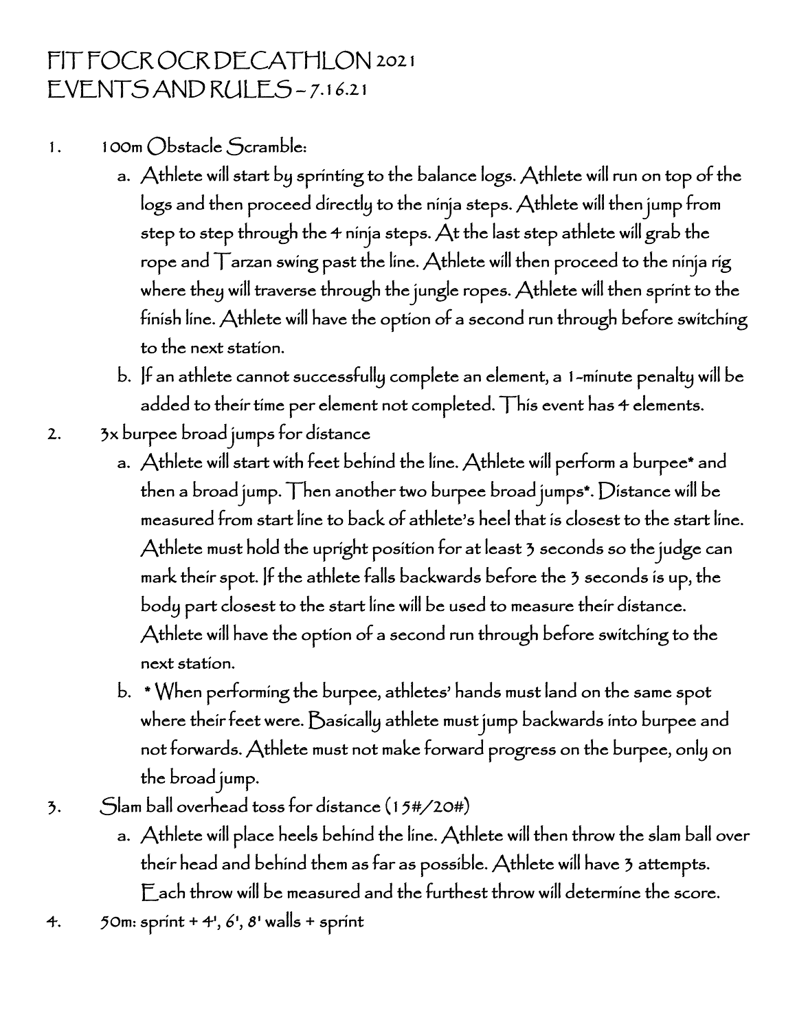# FIT FOCR OCR DECATHLON 2021
# EVENTS AND RULES – 7.16.21

1. 100m Obstacle Scramble:
    a. Athlete will start by sprinting to the balance logs. Athlete will run on top of the logs and then proceed directly to the ninja steps. Athlete will then jump from step to step through the 4 ninja steps. At the last step athlete will grab the rope and Tarzan swing past the line. Athlete will then proceed to the ninja rig where they will traverse through the jungle ropes. Athlete will then sprint to the finish line. Athlete will have the option of a second run through before switching to the next station.
    b. If an athlete cannot successfully complete an element, a 1-minute penalty will be added to their time per element not completed. This event has 4 elements.
2. 3x burpee broad jumps for distance
    a. Athlete will start with feet behind the line. Athlete will perform a burpee* and then a broad jump. Then another two burpee broad jumps*. Distance will be measured from start line to back of athlete's heel that is closest to the start line. Athlete must hold the upright position for at least 3 seconds so the judge can mark their spot. If the athlete falls backwards before the 3 seconds is up, the body part closest to the start line will be used to measure their distance. Athlete will have the option of a second run through before switching to the next station.
    b. * When performing the burpee, athletes' hands must land on the same spot where their feet were. Basically athlete must jump backwards into burpee and not forwards. Athlete must not make forward progress on the burpee, only on the broad jump.
3. Slam ball overhead toss for distance (15#/20#)
    a. Athlete will place heels behind the line. Athlete will then throw the slam ball over their head and behind them as far as possible. Athlete will have 3 attempts. Each throw will be measured and the furthest throw will determine the score.
4. 50m: sprint + 4', 6', 8' walls + sprint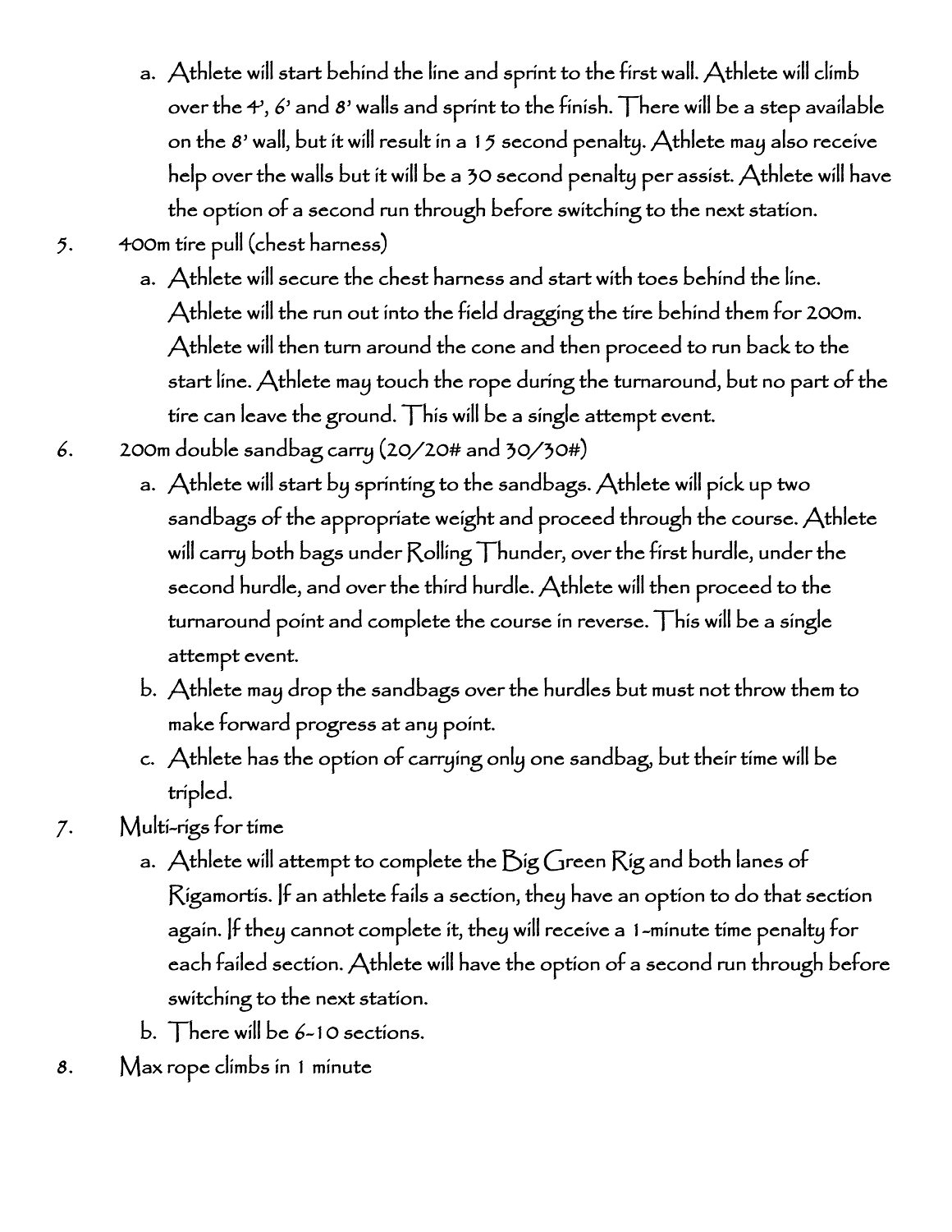a. Athlete will start behind the line and sprint to the first wall. Athlete will climb over the 4', 6' and 8' walls and sprint to the finish. There will be a step available on the 8' wall, but it will result in a 15 second penalty. Athlete may also receive help over the walls but it will be a 30 second penalty per assist. Athlete will have the option of a second run through before switching to the next station.

5. 400m tire pull (chest harness)
   a. Athlete will secure the chest harness and start with toes behind the line. Athlete will the run out into the field dragging the tire behind them for 200m. Athlete will then turn around the cone and then proceed to run back to the start line. Athlete may touch the rope during the turnaround, but no part of the tire can leave the ground. This will be a single attempt event.

6. 200m double sandbag carry (20/20# and 30/30#)
   a. Athlete will start by sprinting to the sandbags. Athlete will pick up two sandbags of the appropriate weight and proceed through the course. Athlete will carry both bags under Rolling Thunder, over the first hurdle, under the second hurdle, and over the third hurdle. Athlete will then proceed to the turnaround point and complete the course in reverse. This will be a single attempt event.
   b. Athlete may drop the sandbags over the hurdles but must not throw them to make forward progress at any point.
   c. Athlete has the option of carrying only one sandbag, but their time will be tripled.

7. Multi-rigs for time
   a. Athlete will attempt to complete the Big Green Rig and both lanes of Rigamortis. If an athlete fails a section, they have an option to do that section again. If they cannot complete it, they will receive a 1-minute time penalty for each failed section. Athlete will have the option of a second run through before switching to the next station.
   b. There will be 6-10 sections.

8. Max rope climbs in 1 minute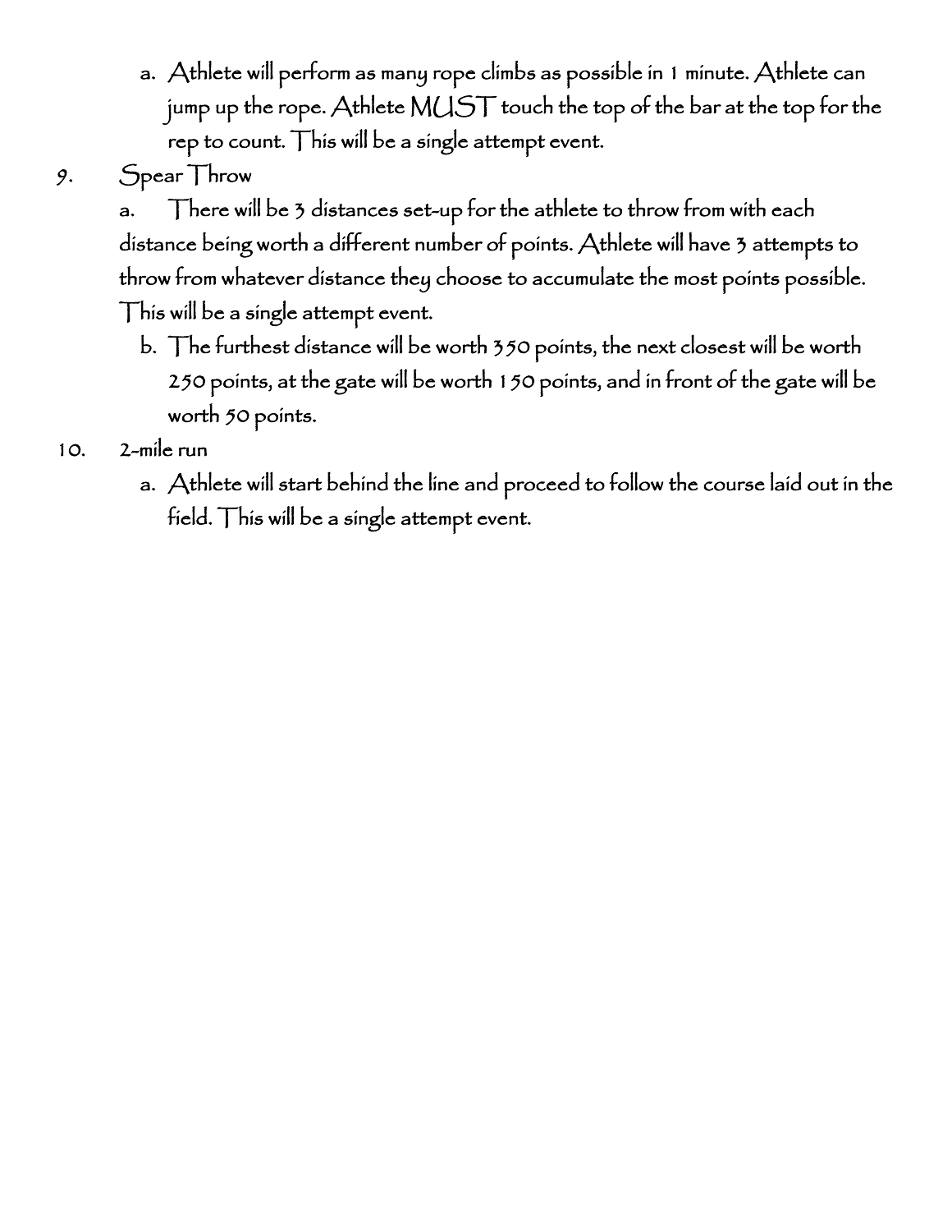a. Athlete will perform as many rope climbs as possible in 1 minute. Athlete can jump up the rope. Athlete MUST touch the top of the bar at the top for the rep to count. This will be a single attempt event.

9. Spear Throw

   a. There will be 3 distances set-up for the athlete to throw from with each distance being worth a different number of points. Athlete will have 3 attempts to throw from whatever distance they choose to accumulate the most points possible. This will be a single attempt event.

   b. The furthest distance will be worth 350 points, the next closest will be worth 250 points, at the gate will be worth 150 points, and in front of the gate will be worth 50 points.

10. 2-mile run

   a. Athlete will start behind the line and proceed to follow the course laid out in the field. This will be a single attempt event.